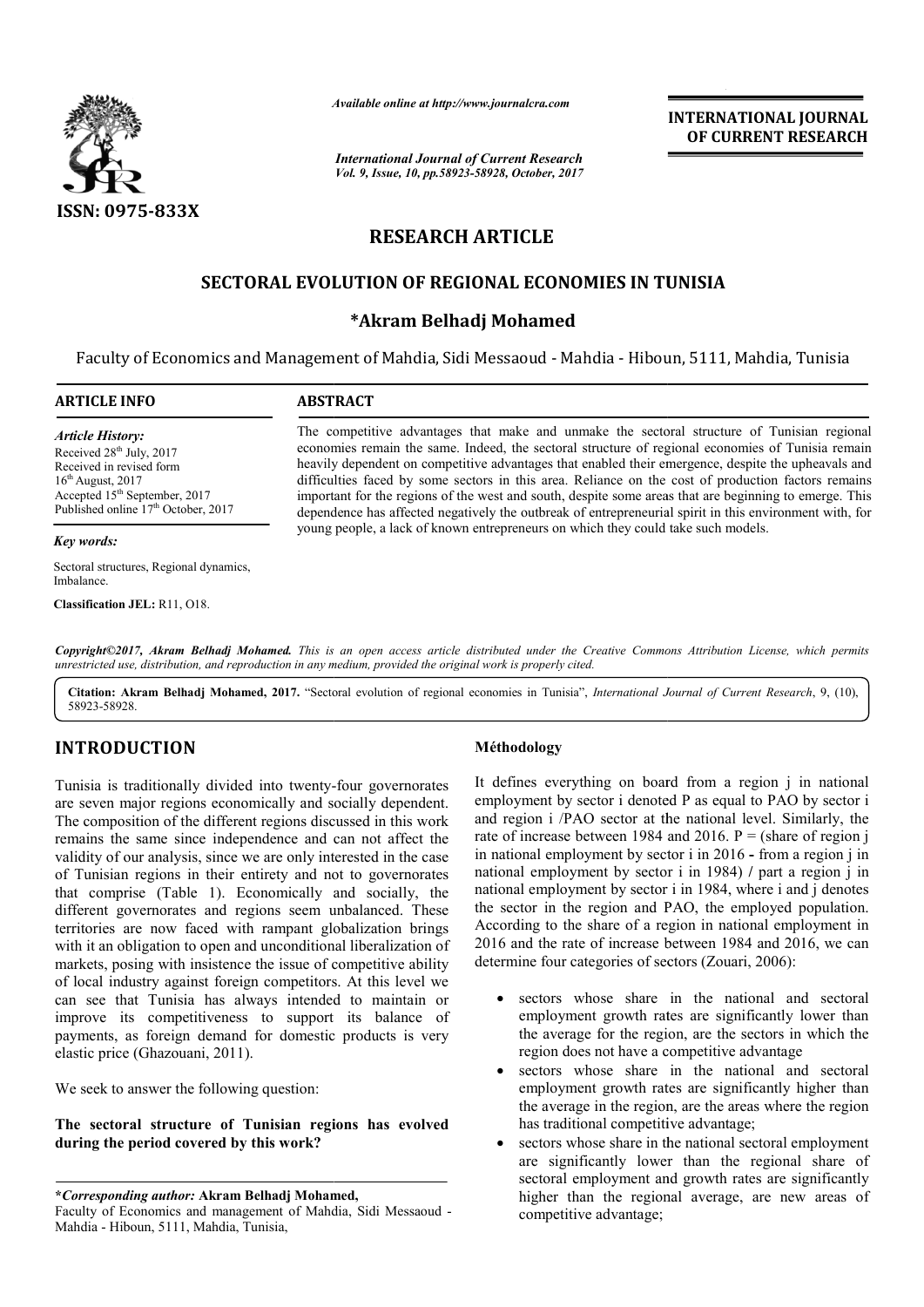*Available online at http://www.journalcra.com*

*International Journal of Current Research*
*Vol. 9, Issue, 10, pp.58923-58928, October, 2017*

**INTERNATIONAL JOURNAL OF CURRENT RESEARCH**

ISSN: 0975-833X

# RESEARCH ARTICLE

# SECTORAL EVOLUTION OF REGIONAL ECONOMIES IN TUNISIA

## *Akram Belhadj Mohamed

Faculty of Economics and Management of Mahdia, Sidi Messaoud - Mahdia - Hiboun, 5111, Mahdia, Tunisia

**ARTICLE INFO**

*Article History:*
Received 28th July, 2017
Received in revised form 16th August, 2017
Accepted 15th September, 2017
Published online 17th October, 2017

*Key words:*
Sectoral structures, Regional dynamics, Imbalance.

**Classification JEL:** R11, O18.

**ABSTRACT**

The competitive advantages that make and unmake the sectoral structure of Tunisian regional economies remain the same. Indeed, the sectoral structure of regional economies of Tunisia remain heavily dependent on competitive advantages that enabled their emergence, despite the upheavals and difficulties faced by some sectors in this area. Reliance on the cost of production factors remains important for the regions of the west and south, despite some areas that are beginning to emerge. This dependence has affected negatively the outbreak of entrepreneurial spirit in this environment with, for young people, a lack of known entrepreneurs on which they could take such models.

***Copyright©2017, Akram Belhadj Mohamed.*** *This is an open access article distributed under the Creative Commons Attribution License, which permits unrestricted use, distribution, and reproduction in any medium, provided the original work is properly cited.*

**Citation: Akram Belhadj Mohamed, 2017.** "Sectoral evolution of regional economies in Tunisia", *International Journal of Current Research*, 9, (10), 58923-58928.

# INTRODUCTION

Tunisia is traditionally divided into twenty-four governorates are seven major regions economically and socially dependent. The composition of the different regions discussed in this work remains the same since independence and can not affect the validity of our analysis, since we are only interested in the case of Tunisian regions in their entirety and not to governorates that comprise (Table 1). Economically and socially, the different governorates and regions seem unbalanced. These territories are now faced with rampant globalization brings with it an obligation to open and unconditional liberalization of markets, posing with insistence the issue of competitive ability of local industry against foreign competitors. At this level we can see that Tunisia has always intended to maintain or improve its competitiveness to support its balance of payments, as foreign demand for domestic products is very elastic price (Ghazouani, 2011).

We seek to answer the following question:

**The sectoral structure of Tunisian regions has evolved during the period covered by this work?**

## Méthodology

It defines everything on board from a region j in national employment by sector i denoted P as equal to PAO by sector i and region i /PAO sector at the national level. Similarly, the rate of increase between 1984 and 2016. P = (share of region j in national employment by sector i in 2016 - from a region j in national employment by sector i in 1984) / part a region j in national employment by sector i in 1984, where i and j denotes the sector in the region and PAO, the employed population. According to the share of a region in national employment in 2016 and the rate of increase between 1984 and 2016, we can determine four categories of sectors (Zouari, 2006):

- sectors whose share in the national and sectoral employment growth rates are significantly lower than the average for the region, are the sectors in which the region does not have a competitive advantage
- sectors whose share in the national and sectoral employment growth rates are significantly higher than the average in the region, are the areas where the region has traditional competitive advantage;
- sectors whose share in the national sectoral employment are significantly lower than the regional share of sectoral employment and growth rates are significantly higher than the regional average, are new areas of competitive advantage;

***Corresponding author:** Akram Belhadj Mohamed,
Faculty of Economics and management of Mahdia, Sidi Messaoud - Mahdia - Hiboun, 5111, Mahdia, Tunisia,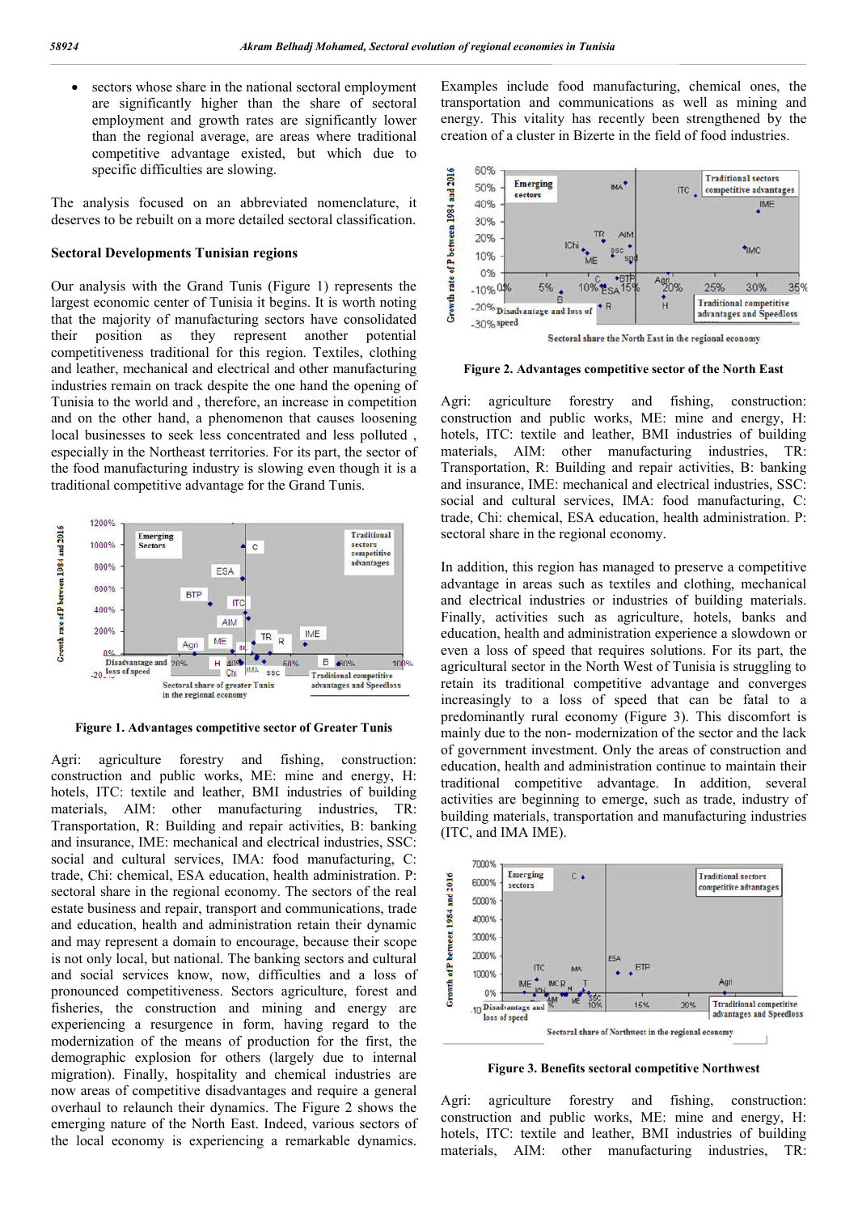- sectors whose share in the national sectoral employment are significantly higher than the share of sectoral employment and growth rates are significantly lower than the regional average, are areas where traditional competitive advantage existed, but which due to specific difficulties are slowing.

The analysis focused on an abbreviated nomenclature, it deserves to be rebuilt on a more detailed sectoral classification.

### Sectoral Developments Tunisian regions

Our analysis with the Grand Tunis (Figure 1) represents the largest economic center of Tunisia it begins. It is worth noting that the majority of manufacturing sectors have consolidated their position as they represent another potential competitiveness traditional for this region. Textiles, clothing and leather, mechanical and electrical and other manufacturing industries remain on track despite the one hand the opening of Tunisia to the world and , therefore, an increase in competition and on the other hand, a phenomenon that causes loosening local businesses to seek less concentrated and less polluted , especially in the Northeast territories. For its part, the sector of the food manufacturing industry is slowing even though it is a traditional competitive advantage for the Grand Tunis.

**Figure 1. Advantages competitive sector of Greater Tunis**

Agri: agriculture forestry and fishing, construction: construction and public works, ME: mine and energy, H: hotels, ITC: textile and leather, BMI industries of building materials, AIM: other manufacturing industries, TR: Transportation, R: Building and repair activities, B: banking and insurance, IME: mechanical and electrical industries, SSC: social and cultural services, IMA: food manufacturing, C: trade, Chi: chemical, ESA education, health administration. P: sectoral share in the regional economy. The sectors of the real estate business and repair, transport and communications, trade and education, health and administration retain their dynamic and may represent a domain to encourage, because their scope is not only local, but national. The banking sectors and cultural and social services know, now, difficulties and a loss of pronounced competitiveness. Sectors agriculture, forest and fisheries, the construction and mining and energy are experiencing a resurgence in form, having regard to the modernization of the means of production for the first, the demographic explosion for others (largely due to internal migration). Finally, hospitality and chemical industries are now areas of competitive disadvantages and require a general overhaul to relaunch their dynamics. The Figure 2 shows the emerging nature of the North East. Indeed, various sectors of the local economy is experiencing a remarkable dynamics. Examples include food manufacturing, chemical ones, the transportation and communications as well as mining and energy. This vitality has recently been strengthened by the creation of a cluster in Bizerte in the field of food industries.

**Figure 2. Advantages competitive sector of the North East**

Agri: agriculture forestry and fishing, construction: construction and public works, ME: mine and energy, H: hotels, ITC: textile and leather, BMI industries of building materials, AIM: other manufacturing industries, TR: Transportation, R: Building and repair activities, B: banking and insurance, IME: mechanical and electrical industries, SSC: social and cultural services, IMA: food manufacturing, C: trade, Chi: chemical, ESA education, health administration. P: sectoral share in the regional economy.

In addition, this region has managed to preserve a competitive advantage in areas such as textiles and clothing, mechanical and electrical industries or industries of building materials. Finally, activities such as agriculture, hotels, banks and education, health and administration experience a slowdown or even a loss of speed that requires solutions. For its part, the agricultural sector in the North West of Tunisia is struggling to retain its traditional competitive advantage and converges increasingly to a loss of speed that can be fatal to a predominantly rural economy (Figure 3). This discomfort is mainly due to the non- modernization of the sector and the lack of government investment. Only the areas of construction and education, health and administration continue to maintain their traditional competitive advantage. In addition, several activities are beginning to emerge, such as trade, industry of building materials, transportation and manufacturing industries (ITC, and IMA IME).

**Figure 3. Benefits sectoral competitive Northwest**

Agri: agriculture forestry and fishing, construction: construction and public works, ME: mine and energy, H: hotels, ITC: textile and leather, BMI industries of building materials, AIM: other manufacturing industries, TR: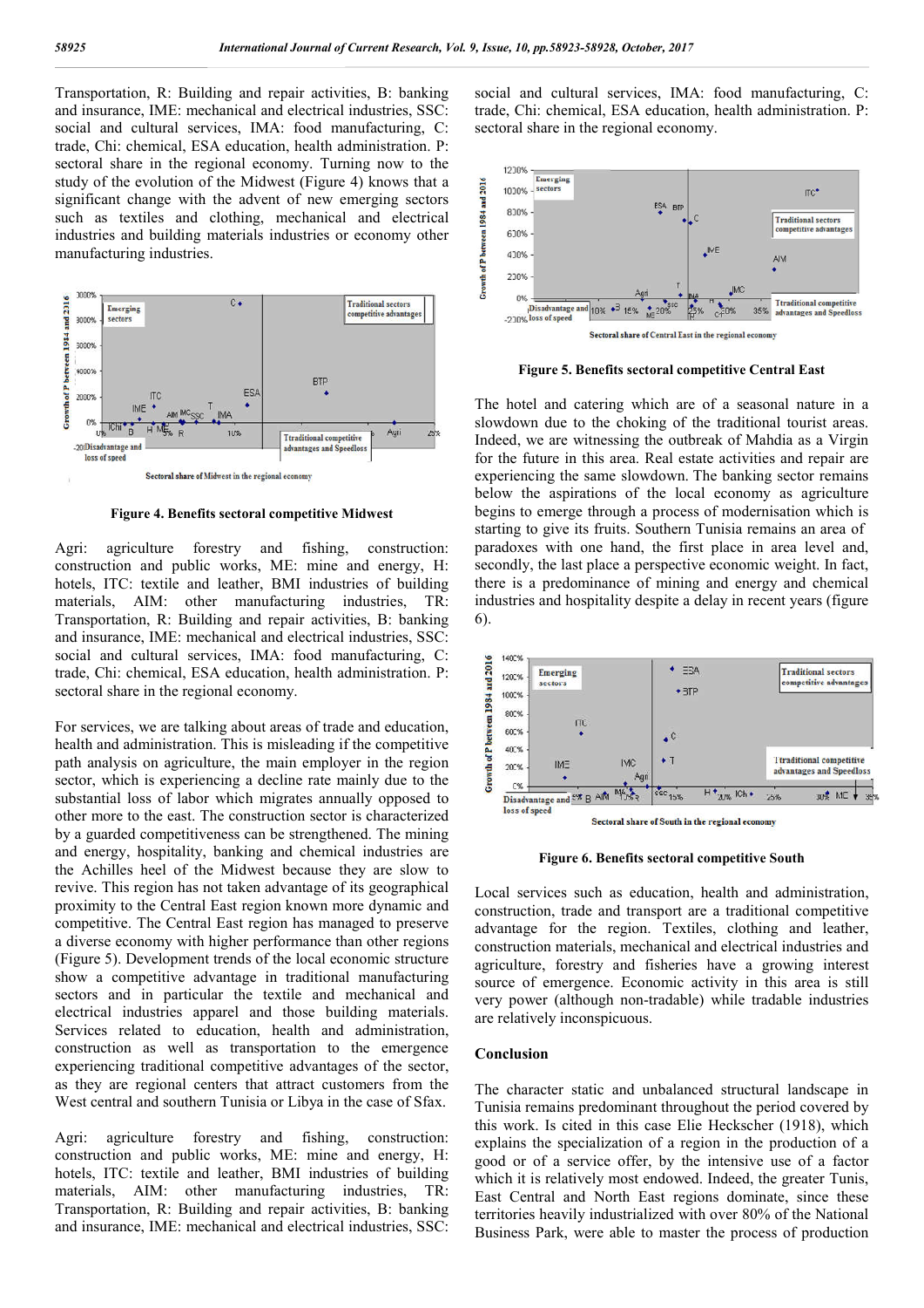Transportation, R: Building and repair activities, B: banking and insurance, IME: mechanical and electrical industries, SSC: social and cultural services, IMA: food manufacturing, C: trade, Chi: chemical, ESA education, health administration. P: sectoral share in the regional economy. Turning now to the study of the evolution of the Midwest (Figure 4) knows that a significant change with the advent of new emerging sectors such as textiles and clothing, mechanical and electrical industries and building materials industries or economy other manufacturing industries.

**Figure 4. Benefits sectoral competitive Midwest**

Agri: agriculture forestry and fishing, construction: construction and public works, ME: mine and energy, H: hotels, ITC: textile and leather, BMI industries of building materials, AIM: other manufacturing industries, TR: Transportation, R: Building and repair activities, B: banking and insurance, IME: mechanical and electrical industries, SSC: social and cultural services, IMA: food manufacturing, C: trade, Chi: chemical, ESA education, health administration. P: sectoral share in the regional economy.

For services, we are talking about areas of trade and education, health and administration. This is misleading if the competitive path analysis on agriculture, the main employer in the region sector, which is experiencing a decline rate mainly due to the substantial loss of labor which migrates annually opposed to other more to the east. The construction sector is characterized by a guarded competitiveness can be strengthened. The mining and energy, hospitality, banking and chemical industries are the Achilles heel of the Midwest because they are slow to revive. This region has not taken advantage of its geographical proximity to the Central East region known more dynamic and competitive. The Central East region has managed to preserve a diverse economy with higher performance than other regions (Figure 5). Development trends of the local economic structure show a competitive advantage in traditional manufacturing sectors and in particular the textile and mechanical and electrical industries apparel and those building materials. Services related to education, health and administration, construction as well as transportation to the emergence experiencing traditional competitive advantages of the sector, as they are regional centers that attract customers from the West central and southern Tunisia or Libya in the case of Sfax.

Agri: agriculture forestry and fishing, construction: construction and public works, ME: mine and energy, H: hotels, ITC: textile and leather, BMI industries of building materials, AIM: other manufacturing industries, TR: Transportation, R: Building and repair activities, B: banking and insurance, IME: mechanical and electrical industries, SSC: social and cultural services, IMA: food manufacturing, C: trade, Chi: chemical, ESA education, health administration. P: sectoral share in the regional economy.

**Figure 5. Benefits sectoral competitive Central East**

The hotel and catering which are of a seasonal nature in a slowdown due to the choking of the traditional tourist areas. Indeed, we are witnessing the outbreak of Mahdia as a Virgin for the future in this area. Real estate activities and repair are experiencing the same slowdown. The banking sector remains below the aspirations of the local economy as agriculture begins to emerge through a process of modernisation which is starting to give its fruits. Southern Tunisia remains an area of paradoxes with one hand, the first place in area level and, secondly, the last place a perspective economic weight. In fact, there is a predominance of mining and energy and chemical industries and hospitality despite a delay in recent years (figure 6).

**Figure 6. Benefits sectoral competitive South**

Local services such as education, health and administration, construction, trade and transport are a traditional competitive advantage for the region. Textiles, clothing and leather, construction materials, mechanical and electrical industries and agriculture, forestry and fisheries have a growing interest source of power. Economic activity in this area is still very power (although non-tradable) while tradable industries are relatively inconspicuous.

## Conclusion

The character static and unbalanced structural landscape in Tunisia remains predominant throughout the period covered by this work. Is cited in this case Elie Heckscher (1918), which explains the specialization of a region in the production of a good or of a service offer, by the intensive use of a factor which it is relatively most endowed. Indeed, the greater Tunis, East Central and North East regions dominate, since these territories heavily industrialized with over 80% of the National Business Park, were able to master the process of production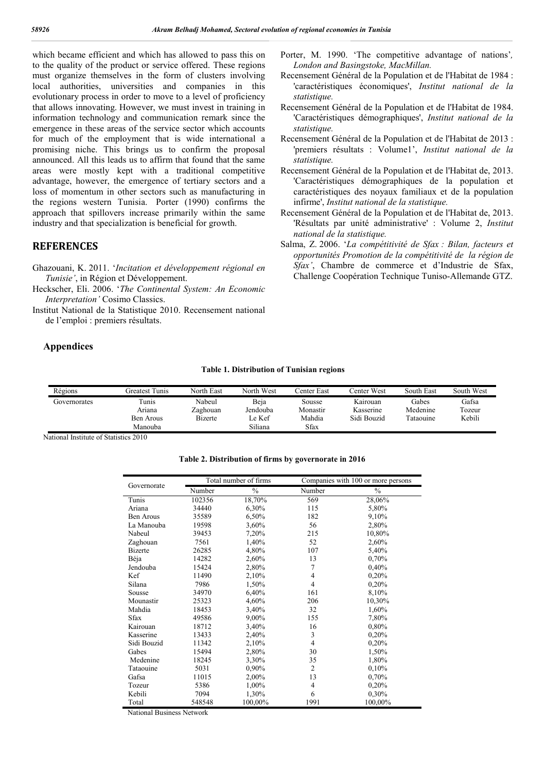which became efficient and which has allowed to pass this on to the quality of the product or service offered. These regions must organize themselves in the form of clusters involving local authorities, universities and companies in this evolutionary process in order to move to a level of proficiency that allows innovating. However, we must invest in training in information technology and communication remark since the emergence in these areas of the service sector which accounts for much of the employment that is wide international a promising niche. This brings us to confirm the proposal announced. All this leads us to affirm that found that the same areas were mostly kept with a traditional competitive advantage, however, the emergence of tertiary sectors and a loss of momentum in other sectors such as manufacturing in the regions western Tunisia. Porter (1990) confirms the approach that spillovers increase primarily within the same industry and that specialization is beneficial for growth.

## REFERENCES

Ghazouani, K. 2011. '*Incitation et développement régional en Tunisie'*, in Région et Développement.

Heckscher, Eli. 2006. '*The Continental System: An Economic Interpretation'* Cosimo Classics.

Institut National de la Statistique 2010. Recensement national de l'emploi : premiers résultats.

Porter, M. 1990. 'The competitive advantage of nations', *London and Basingstoke, MacMillan.*

Recensement Général de la Population et de l'Habitat de 1984 : 'caractéristiques économiques', *Institut national de la statistique.*

Recensement Général de la Population et de l'Habitat de 1984. 'Caractéristiques démographiques', *Institut national de la statistique.*

Recensement Général de la Population et de l'Habitat de 2013 : 'premiers résultats : Volume1', *Institut national de la statistique.*

Recensement Général de la Population et de l'Habitat de, 2013. 'Caractéristiques démographiques de la population et caractéristiques des noyaux familiaux et de la population infirme', *Institut national de la statistique.*

Recensement Général de la Population et de l'Habitat de, 2013. 'Résultats par unité administrative' : Volume 2, *Institut national de la statistique.*

Salma, Z. 2006. '*La compétitivité de Sfax : Bilan, facteurs et opportunités Promotion de la compétitivité de la région de Sfax'*, Chambre de commerce et d'Industrie de Sfax, Challenge Coopération Technique Tuniso-Allemande GTZ.

## Appendices

**Table 1. Distribution of Tunisian regions**

| Régions | Greatest Tunis | North East | North West | Center East | Center West | South East | South West |
|---|---|---|---|---|---|---|---|
| Governorates | Tunis<br>Ariana<br>Ben Arous<br>Manouba | Nabeul<br>Zaghouan<br>Bizerte | Beja<br>Jendouba<br>Le Kef<br>Siliana | Sousse<br>Monastir<br>Mahdia<br>Sfax | Kairouan<br>Kasserine<br>Sidi Bouzid | Gabes<br>Medenine<br>Tataouine | Gafsa<br>Tozeur<br>Kebili |

National Institute of Statistics 2010

**Table 2. Distribution of firms by governorate in 2016**

| Governorate | Total number of firms | | Companies with 100 or more persons | |
|---|---|---|---|---|
| | Number | % | Number | % |
| Tunis | 102356 | 18,70% | 569 | 28,06% |
| Ariana | 34440 | 6,30% | 115 | 5,80% |
| Ben Arous | 35589 | 6,50% | 182 | 9,10% |
| La Manouba | 19598 | 3,60% | 56 | 2,80% |
| Nabeul | 39453 | 7,20% | 215 | 10,80% |
| Zaghouan | 7561 | 1,40% | 52 | 2,60% |
| Bizerte | 26285 | 4,80% | 107 | 5,40% |
| Béja | 14282 | 2,60% | 13 | 0,70% |
| Jendouba | 15424 | 2,80% | 7 | 0,40% |
| Kef | 11490 | 2,10% | 4 | 0,20% |
| Silana | 7986 | 1,50% | 4 | 0,20% |
| Sousse | 34970 | 6,40% | 161 | 8,10% |
| Mounastir | 25323 | 4,60% | 206 | 10,30% |
| Mahdia | 18453 | 3,40% | 32 | 1,60% |
| Sfax | 49586 | 9,00% | 155 | 7,80% |
| Kairouan | 18712 | 3,40% | 16 | 0,80% |
| Kasserine | 13433 | 2,40% | 3 | 0,20% |
| Sidi Bouzid | 11342 | 2,10% | 4 | 0,20% |
| Gabes | 15494 | 2,80% | 30 | 1,50% |
| Medenine | 18245 | 3,30% | 35 | 1,80% |
| Tataouine | 5031 | 0,90% | 2 | 0,10% |
| Gafsa | 11015 | 2,00% | 13 | 0,70% |
| Tozeur | 5386 | 1,00% | 4 | 0,20% |
| Kebili | 7094 | 1,30% | 6 | 0,30% |
| Total | 548548 | 100,00% | 1991 | 100,00% |

National Business Network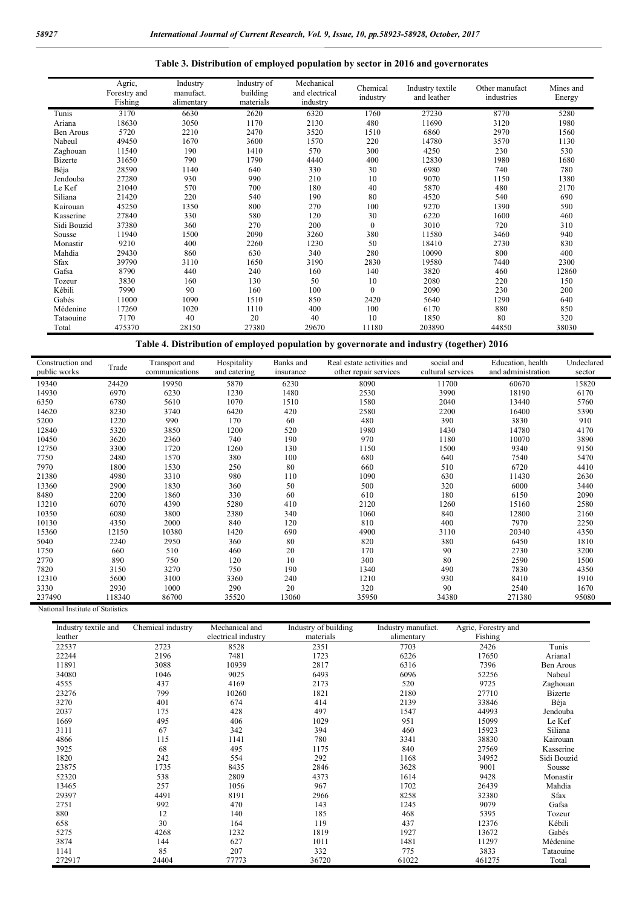**Table 3. Distribution of employed population by sector in 2016 and governorates**

| | Agric, Forestry and Fishing | Industry manufact. alimentary | Industry of building materials | Mechanical and electrical industry | Chemical industry | Industry textile and leather | Other manufact industries | Mines and Energy |
|---|---|---|---|---|---|---|---|---|
| Tunis | 3170 | 6630 | 2620 | 6320 | 1760 | 27230 | 8770 | 5280 |
| Ariana | 18630 | 3050 | 1170 | 2130 | 480 | 11690 | 3120 | 1980 |
| Ben Arous | 5720 | 2210 | 2470 | 3520 | 1510 | 6860 | 2970 | 1560 |
| Nabeul | 49450 | 1670 | 3600 | 1570 | 220 | 14780 | 3570 | 1130 |
| Zaghouan | 11540 | 190 | 1410 | 570 | 300 | 4250 | 230 | 530 |
| Bizerte | 31650 | 790 | 1790 | 4440 | 400 | 12830 | 1980 | 1680 |
| Béja | 28590 | 1140 | 640 | 330 | 30 | 6980 | 740 | 780 |
| Jendouba | 27280 | 930 | 990 | 210 | 10 | 9070 | 1150 | 1380 |
| Le Kef | 21040 | 570 | 700 | 180 | 40 | 5870 | 480 | 2170 |
| Siliana | 21420 | 220 | 540 | 190 | 80 | 4520 | 540 | 690 |
| Kairouan | 45250 | 1350 | 800 | 270 | 100 | 9270 | 1390 | 590 |
| Kasserine | 27840 | 330 | 580 | 120 | 30 | 6220 | 1600 | 460 |
| Sidi Bouzid | 37380 | 360 | 270 | 200 | 0 | 3010 | 720 | 310 |
| Sousse | 11940 | 1500 | 2090 | 3260 | 380 | 11580 | 3460 | 940 |
| Monastir | 9210 | 400 | 2260 | 1230 | 50 | 18410 | 2730 | 830 |
| Mahdia | 29430 | 860 | 630 | 340 | 280 | 10090 | 800 | 400 |
| Sfax | 39790 | 3110 | 1650 | 3190 | 2830 | 19580 | 7440 | 2300 |
| Gafsa | 8790 | 440 | 240 | 160 | 140 | 3820 | 460 | 12860 |
| Tozeur | 3830 | 160 | 130 | 50 | 10 | 2080 | 220 | 150 |
| Kébili | 7990 | 90 | 160 | 100 | 0 | 2090 | 230 | 200 |
| Gabés | 11000 | 1090 | 1510 | 850 | 2420 | 5640 | 1290 | 640 |
| Médenine | 17260 | 1020 | 1110 | 400 | 100 | 6170 | 880 | 850 |
| Tataouine | 7170 | 40 | 20 | 40 | 10 | 1850 | 80 | 320 |
| Total | 475370 | 28150 | 27380 | 29670 | 11180 | 203890 | 44850 | 38030 |

**Table 4. Distribution of employed population by governorate and industry (together) 2016**

| Construction and public works | Trade | Transport and communications | Hospitality and catering | Banks and insurance | Real estate activities and other repair services | social and cultural services | Education, health and administration | Undeclared sector |
|---|---|---|---|---|---|---|---|---|
| 19340 | 24420 | 19950 | 5870 | 6230 | 8090 | 11700 | 60670 | 15820 |
| 14930 | 6970 | 6230 | 1230 | 1480 | 2530 | 3990 | 18190 | 6170 |
| 6350 | 6780 | 5610 | 1070 | 1510 | 1580 | 2040 | 13440 | 5760 |
| 14620 | 8230 | 3740 | 6420 | 420 | 2580 | 2200 | 16400 | 5390 |
| 5200 | 1220 | 990 | 170 | 60 | 480 | 390 | 3830 | 910 |
| 12840 | 5320 | 3850 | 1200 | 520 | 1980 | 1430 | 14780 | 4170 |
| 10450 | 3620 | 2360 | 740 | 190 | 970 | 1180 | 10070 | 3890 |
| 12750 | 3300 | 1720 | 1260 | 130 | 1150 | 1500 | 9340 | 9150 |
| 7750 | 2480 | 1570 | 380 | 100 | 680 | 640 | 7540 | 5470 |
| 7970 | 1800 | 1530 | 250 | 80 | 660 | 510 | 6720 | 4410 |
| 21380 | 4980 | 3310 | 980 | 110 | 1090 | 630 | 11430 | 2630 |
| 13360 | 2900 | 1830 | 360 | 50 | 500 | 320 | 6000 | 3440 |
| 8480 | 2200 | 1860 | 330 | 60 | 610 | 180 | 6150 | 2090 |
| 13210 | 6070 | 4390 | 5280 | 410 | 2120 | 1260 | 15160 | 2580 |
| 10350 | 6080 | 3800 | 2380 | 340 | 1060 | 840 | 12800 | 2160 |
| 10130 | 4350 | 2000 | 840 | 120 | 810 | 400 | 7970 | 2250 |
| 15360 | 12150 | 10380 | 1420 | 690 | 4900 | 3110 | 20340 | 4350 |
| 5040 | 2240 | 2950 | 360 | 80 | 820 | 380 | 6450 | 1810 |
| 1750 | 660 | 510 | 460 | 20 | 170 | 90 | 2730 | 3200 |
| 2770 | 890 | 750 | 120 | 10 | 300 | 80 | 2590 | 1500 |
| 7820 | 3150 | 3270 | 750 | 190 | 1340 | 490 | 7830 | 4350 |
| 12310 | 5600 | 3100 | 3360 | 240 | 1210 | 930 | 8410 | 1910 |
| 3330 | 2930 | 1000 | 290 | 20 | 320 | 90 | 2540 | 1670 |
| 237490 | 118340 | 86700 | 35520 | 13060 | 35950 | 34380 | 271380 | 95080 |

National Institute of Statistics

| Industry textile and leather | Chemical industry | Mechanical and electrical industry | Industry of building materials | Industry manufact. alimentary | Agric, Forestry and Fishing | |
|---|---|---|---|---|---|---|
| 22537 | 2723 | 8528 | 2351 | 7703 | 2426 | Tunis |
| 22244 | 2196 | 7481 | 1723 | 6226 | 17650 | Ariana1 |
| 11891 | 3088 | 10939 | 2817 | 6316 | 7396 | Ben Arous |
| 34080 | 1046 | 9025 | 6493 | 6096 | 52256 | Nabeul |
| 4555 | 437 | 4169 | 2173 | 520 | 9725 | Zaghouan |
| 23276 | 799 | 10260 | 1821 | 2180 | 27710 | Bizerte |
| 3270 | 401 | 674 | 414 | 2139 | 33846 | Béja |
| 2037 | 175 | 428 | 497 | 1547 | 44993 | Jendouba |
| 1669 | 495 | 406 | 1029 | 951 | 15099 | Le Kef |
| 3111 | 67 | 342 | 394 | 460 | 15923 | Siliana |
| 4866 | 115 | 1141 | 780 | 3341 | 38830 | Kairouan |
| 3925 | 68 | 495 | 1175 | 840 | 27569 | Kasserine |
| 1820 | 242 | 554 | 292 | 1168 | 34952 | Sidi Bouzid |
| 23875 | 1735 | 8435 | 2846 | 3628 | 9001 | Sousse |
| 52320 | 538 | 2809 | 4373 | 1614 | 9428 | Monastir |
| 13465 | 257 | 1056 | 967 | 1702 | 26439 | Mahdia |
| 29397 | 4491 | 8191 | 2966 | 8258 | 32380 | Sfax |
| 2751 | 992 | 470 | 143 | 1245 | 9079 | Gafsa |
| 880 | 12 | 140 | 185 | 468 | 5395 | Tozeur |
| 658 | 30 | 164 | 119 | 437 | 12376 | Kébili |
| 5275 | 4268 | 1232 | 1819 | 1927 | 13672 | Gabés |
| 3874 | 144 | 627 | 1011 | 1481 | 11297 | Médenine |
| 1141 | 85 | 207 | 332 | 775 | 3833 | Tataouine |
| 272917 | 24404 | 77773 | 36720 | 61022 | 461275 | Total |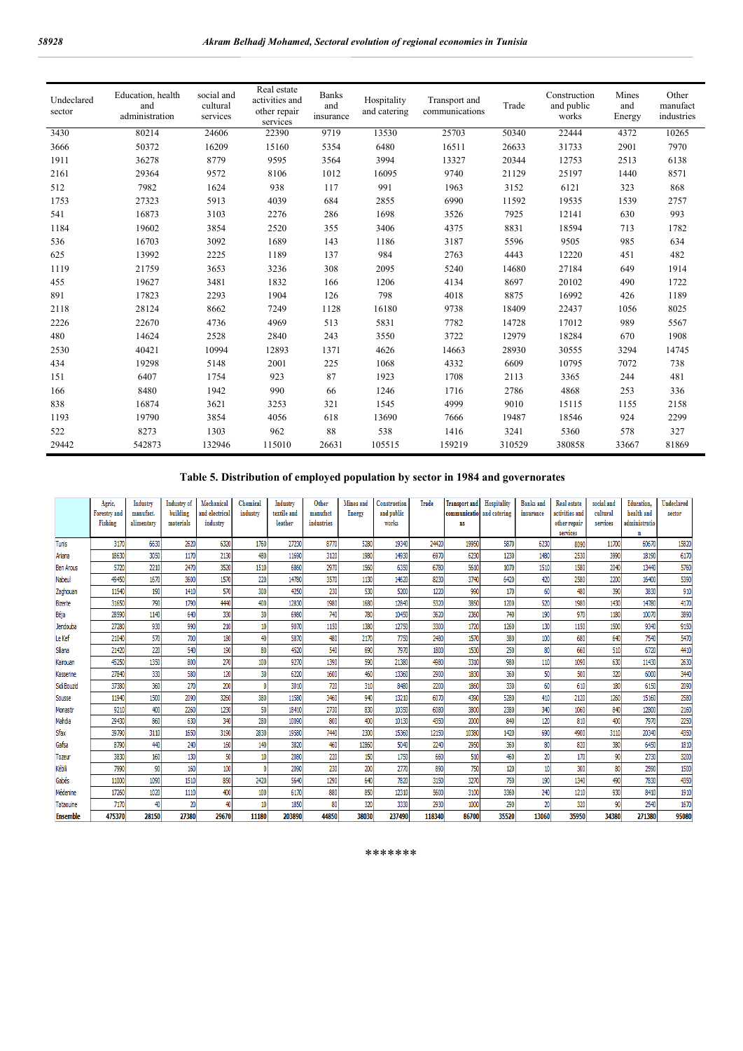| Undeclared sector | Education, health and administration | social and cultural services | Real estate activities and other repair services | Banks and insurance | Hospitality and catering | Transport and communications | Trade | Construction and public works | Mines and Energy | Other manufact industries |
|---|---|---|---|---|---|---|---|---|---|---|
| 3430 | 80214 | 24606 | 22390 | 9719 | 13530 | 25703 | 50340 | 22444 | 4372 | 10265 |
| 3666 | 50372 | 16209 | 15160 | 5354 | 6480 | 16511 | 26633 | 31733 | 2901 | 7970 |
| 1911 | 36278 | 8779 | 9595 | 3564 | 3994 | 13327 | 20344 | 12753 | 2513 | 6138 |
| 2161 | 29364 | 9572 | 8106 | 1012 | 16095 | 9740 | 21129 | 25197 | 1440 | 8571 |
| 512 | 7982 | 1624 | 938 | 117 | 991 | 1963 | 3152 | 6121 | 323 | 868 |
| 1753 | 27323 | 5913 | 4039 | 684 | 2855 | 6990 | 11592 | 19535 | 1539 | 2757 |
| 541 | 16873 | 3103 | 2276 | 286 | 1698 | 3526 | 7925 | 12141 | 630 | 993 |
| 1184 | 19602 | 3854 | 2520 | 355 | 3406 | 4375 | 8831 | 18594 | 713 | 1782 |
| 536 | 16703 | 3092 | 1689 | 143 | 1186 | 3187 | 5596 | 9505 | 985 | 634 |
| 625 | 13992 | 2225 | 1189 | 137 | 984 | 2763 | 4443 | 12220 | 451 | 482 |
| 1119 | 21759 | 3653 | 3236 | 308 | 2095 | 5240 | 14680 | 27184 | 649 | 1914 |
| 455 | 19627 | 3481 | 1832 | 166 | 1206 | 4134 | 8697 | 20102 | 490 | 1722 |
| 891 | 17823 | 2293 | 1904 | 126 | 798 | 4018 | 8875 | 16992 | 426 | 1189 |
| 2118 | 28124 | 8662 | 7249 | 1128 | 16180 | 9738 | 18409 | 22437 | 1056 | 8025 |
| 2226 | 22670 | 4736 | 4969 | 513 | 5831 | 7782 | 14728 | 17012 | 989 | 5567 |
| 480 | 14624 | 2528 | 2840 | 243 | 3550 | 3722 | 12979 | 18284 | 670 | 1908 |
| 2530 | 40421 | 10994 | 12893 | 1371 | 4626 | 14663 | 28930 | 30555 | 3294 | 14745 |
| 434 | 19298 | 5148 | 2001 | 225 | 1068 | 4332 | 6609 | 10795 | 7072 | 738 |
| 151 | 6407 | 1754 | 923 | 87 | 1923 | 1708 | 2113 | 3365 | 244 | 481 |
| 166 | 8480 | 1942 | 990 | 66 | 1246 | 1716 | 2786 | 4868 | 253 | 336 |
| 838 | 16874 | 3621 | 3253 | 321 | 1545 | 4999 | 9010 | 15115 | 1155 | 2158 |
| 1193 | 19790 | 3854 | 4056 | 618 | 13690 | 7666 | 19487 | 18546 | 924 | 2299 |
| 522 | 8273 | 1303 | 962 | 88 | 538 | 1416 | 3241 | 5360 | 578 | 327 |
| 29442 | 542873 | 132946 | 115010 | 26631 | 105515 | 159219 | 310529 | 380858 | 33667 | 81869 |

**Table 5. Distribution of employed population by sector in 1984 and governorates**

| | Agric, Forestry and Fishing | Industry manufact. alimentary | Industry of building materials | Mechanical and electrical industry | Chemical industry | Industry textile and leather | Other manufact industries | Mines and Energy | Construction and public works | Trade | Transport and communications | Hospitality and catering | Banks and insurance | Real estate activities and other repair services | social and cultural services | Education, health and administration | Undeclared sector |
|---|---|---|---|---|---|---|---|---|---|---|---|---|---|---|---|---|---|
| Tunis | 3170 | 6630 | 2620 | 6320 | 1760 | 27230 | 8770 | 5280 | 19340 | 24420 | 19950 | 5870 | 6230 | 8090 | 11700 | 60670 | 15820 |
| Ariana | 18630 | 3050 | 1170 | 2130 | 480 | 11690 | 3120 | 1980 | 14930 | 6970 | 6230 | 1230 | 1480 | 2530 | 3990 | 18190 | 6170 |
| Ben Arous | 5720 | 2210 | 2470 | 3520 | 1510 | 6860 | 2970 | 1560 | 6350 | 6780 | 5610 | 1070 | 1510 | 1580 | 2040 | 13440 | 5760 |
| Nabeul | 49450 | 1670 | 3600 | 1570 | 220 | 14780 | 3570 | 1130 | 14620 | 8230 | 3740 | 6420 | 420 | 2580 | 2200 | 16400 | 5390 |
| Zaghouan | 11540 | 190 | 1410 | 570 | 300 | 4250 | 230 | 530 | 5200 | 1220 | 990 | 170 | 60 | 480 | 390 | 3830 | 910 |
| Bizerte | 31650 | 790 | 1790 | 4440 | 400 | 12830 | 1980 | 1680 | 12840 | 5320 | 3850 | 1200 | 520 | 1980 | 1430 | 14780 | 4170 |
| Béja | 28590 | 1140 | 640 | 330 | 30 | 6980 | 740 | 780 | 10450 | 3620 | 2360 | 740 | 190 | 970 | 1180 | 10070 | 3890 |
| Jendouba | 27280 | 930 | 990 | 210 | 10 | 9070 | 1150 | 1380 | 12750 | 3300 | 1720 | 1260 | 130 | 1150 | 1500 | 9340 | 9150 |
| Le Kef | 21040 | 570 | 700 | 180 | 40 | 5870 | 480 | 2170 | 7750 | 2480 | 1570 | 380 | 100 | 680 | 640 | 7540 | 5470 |
| Siliana | 21420 | 220 | 540 | 190 | 80 | 4520 | 540 | 690 | 7970 | 1800 | 1530 | 250 | 80 | 660 | 510 | 6720 | 4410 |
| Kairouan | 45250 | 1350 | 800 | 270 | 100 | 9270 | 1390 | 590 | 21380 | 4980 | 3310 | 980 | 110 | 1090 | 630 | 11430 | 2630 |
| Kasserine | 27840 | 330 | 580 | 120 | 30 | 6220 | 1600 | 460 | 13360 | 2900 | 1830 | 360 | 50 | 500 | 320 | 6000 | 3440 |
| Sidi Bouzid | 37380 | 360 | 270 | 200 | 0 | 3010 | 720 | 310 | 8480 | 2200 | 1860 | 330 | 60 | 610 | 180 | 6150 | 2090 |
| Sousse | 11940 | 1500 | 2090 | 3260 | 380 | 11580 | 3460 | 940 | 13210 | 6070 | 4390 | 5280 | 410 | 2120 | 1260 | 15160 | 2580 |
| Monastir | 9210 | 400 | 2260 | 1230 | 50 | 18410 | 2730 | 830 | 10350 | 6080 | 3800 | 2380 | 340 | 1060 | 840 | 12800 | 2160 |
| Mahdia | 29430 | 860 | 630 | 340 | 280 | 10090 | 800 | 400 | 10130 | 4350 | 2000 | 840 | 120 | 810 | 400 | 7970 | 2250 |
| Sfax | 39790 | 3110 | 1650 | 3190 | 2830 | 19580 | 7440 | 2300 | 15360 | 12150 | 10380 | 1420 | 690 | 4900 | 3110 | 20340 | 4350 |
| Gafsa | 8790 | 440 | 240 | 160 | 140 | 3820 | 460 | 12860 | 5040 | 2240 | 2950 | 360 | 80 | 820 | 380 | 6450 | 1810 |
| Tozeur | 3830 | 160 | 130 | 50 | 10 | 2080 | 220 | 150 | 1750 | 660 | 510 | 460 | 20 | 170 | 90 | 2730 | 3200 |
| Kébili | 7990 | 90 | 160 | 100 | 0 | 2090 | 230 | 200 | 2770 | 890 | 750 | 120 | 10 | 300 | 80 | 2590 | 1500 |
| Gabès | 11000 | 1090 | 1510 | 850 | 2420 | 5640 | 1290 | 640 | 7820 | 3150 | 3270 | 750 | 190 | 1340 | 490 | 7830 | 4350 |
| Médenine | 17260 | 1020 | 1110 | 400 | 100 | 6170 | 880 | 850 | 12310 | 5600 | 3100 | 3360 | 240 | 1210 | 930 | 8410 | 1910 |
| Tataouine | 7170 | 40 | 20 | 40 | 10 | 1850 | 80 | 320 | 3330 | 2930 | 1000 | 290 | 20 | 320 | 90 | 2540 | 1670 |
| **Ensemble** | **475370** | **28150** | **27380** | **29670** | **11180** | **203890** | **44850** | **38030** | **237490** | **118340** | **86700** | **35520** | **13060** | **35950** | **34380** | **271380** | **95080** |

*******